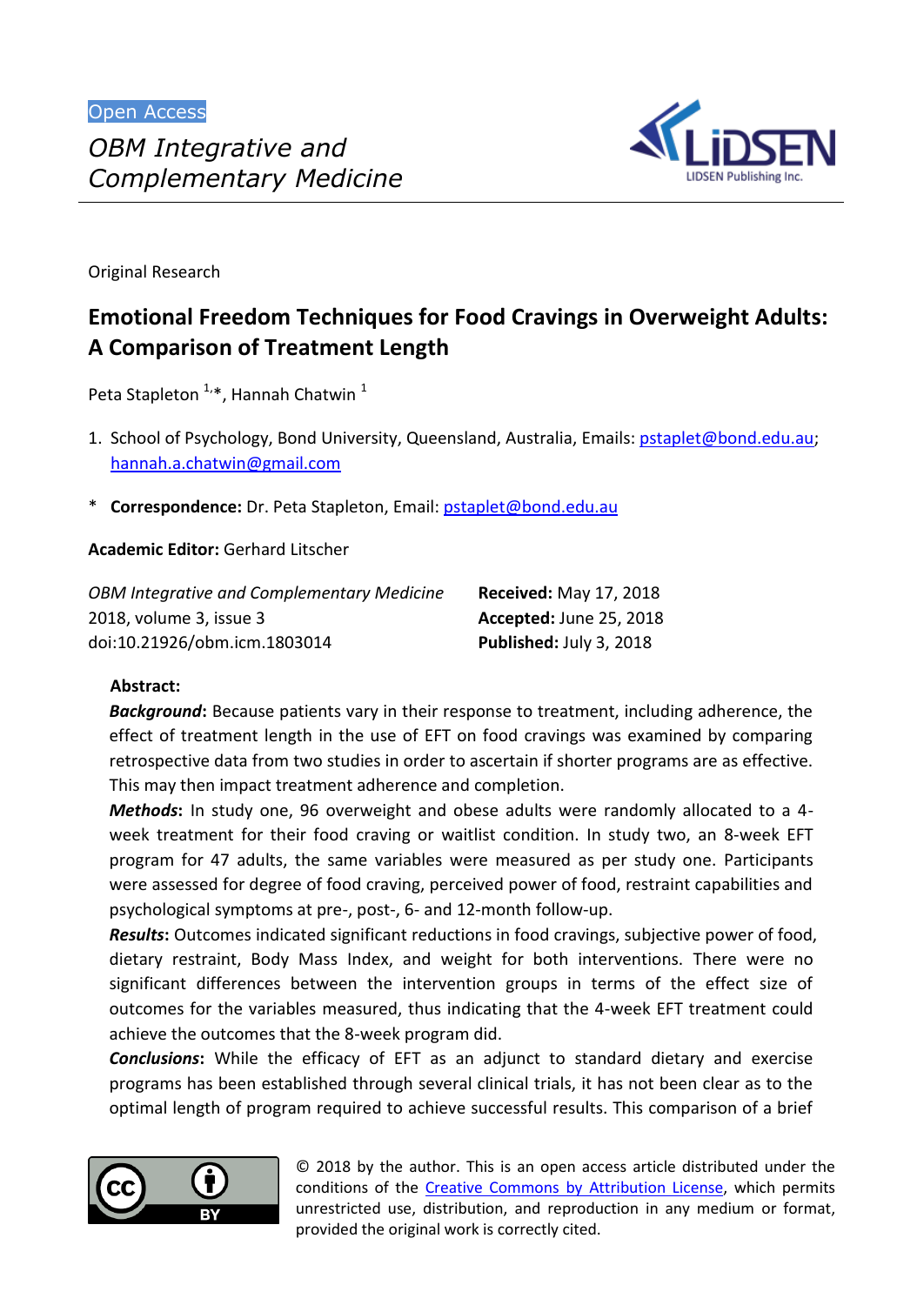Open Access

*OBM Integrative and Complementary Medicine*

Original Research

# Emotional Freedom Techniques for Food Cravings in Overweight Adults: A Comparison of Treatment Length

Peta Stapleton [1,*], Hannah Chatwin [1]

1. School of Psychology, Bond University, Queensland, Australia, Emails: pstaplet@bond.edu.au; hannah.a.chatwin@gmail.com

\* **Correspondence:** Dr. Peta Stapleton, Email: pstaplet@bond.edu.au

**Academic Editor:** Gerhard Litscher

*OBM Integrative and Complementary Medicine*
2018, volume 3, issue 3
doi:10.21926/obm.icm.1803014

**Received:** May 17, 2018
**Accepted:** June 25, 2018
**Published:** July 3, 2018

**Abstract:**

***Background*:** Because patients vary in their response to treatment, including adherence, the effect of treatment length in the use of EFT on food cravings was examined by comparing retrospective data from two studies in order to ascertain if shorter programs are as effective. This may then impact treatment adherence and completion.

***Methods*:** In study one, 96 overweight and obese adults were randomly allocated to a 4-week treatment for their food craving or waitlist condition. In study two, an 8-week EFT program for 47 adults, the same variables were measured as per study one. Participants were assessed for degree of food craving, perceived power of food, restraint capabilities and psychological symptoms at pre-, post-, 6- and 12-month follow-up.

***Results*:** Outcomes indicated significant reductions in food cravings, subjective power of food, dietary restraint, Body Mass Index, and weight for both interventions. There were no significant differences between the intervention groups in terms of the effect size of outcomes for the variables measured, thus indicating that the 4-week EFT treatment could achieve the outcomes that the 8-week program did.

***Conclusions*:** While the efficacy of EFT as an adjunct to standard dietary and exercise programs has been established through several clinical trials, it has not been clear as to the optimal length of program required to achieve successful results. This comparison of a brief

© 2018 by the author. This is an open access article distributed under the conditions of the Creative Commons by Attribution License, which permits unrestricted use, distribution, and reproduction in any medium or format, provided the original work is correctly cited.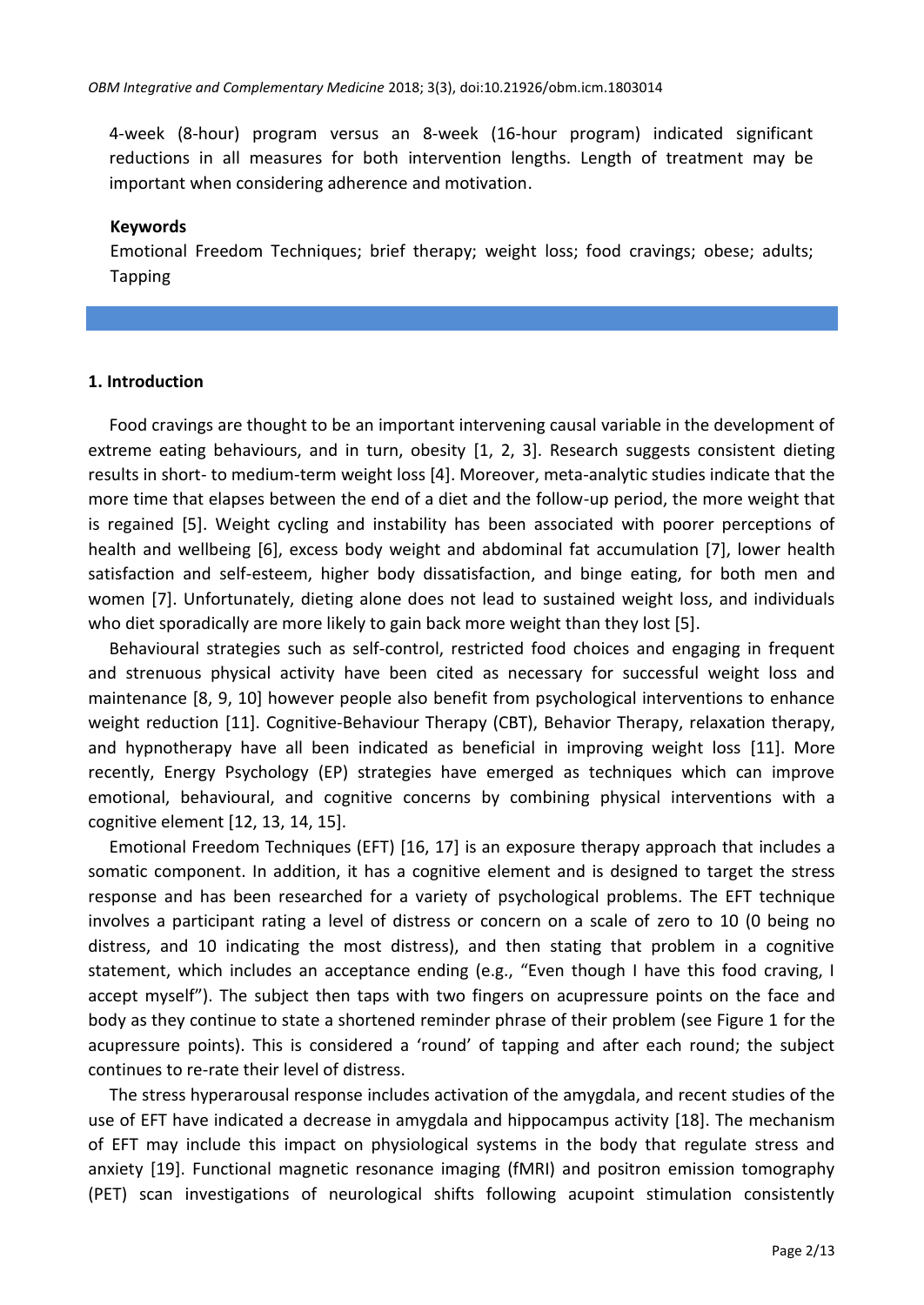4-week (8-hour) program versus an 8-week (16-hour program) indicated significant reductions in all measures for both intervention lengths. Length of treatment may be important when considering adherence and motivation.

**Keywords**

Emotional Freedom Techniques; brief therapy; weight loss; food cravings; obese; adults; Tapping

## 1. Introduction

Food cravings are thought to be an important intervening causal variable in the development of extreme eating behaviours, and in turn, obesity [1, 2, 3]. Research suggests consistent dieting results in short- to medium-term weight loss [4]. Moreover, meta-analytic studies indicate that the more time that elapses between the end of a diet and the follow-up period, the more weight that is regained [5]. Weight cycling and instability has been associated with poorer perceptions of health and wellbeing [6], excess body weight and abdominal fat accumulation [7], lower health satisfaction and self-esteem, higher body dissatisfaction, and binge eating, for both men and women [7]. Unfortunately, dieting alone does not lead to sustained weight loss, and individuals who diet sporadically are more likely to gain back more weight than they lost [5].

Behavioural strategies such as self-control, restricted food choices and engaging in frequent and strenuous physical activity have been cited as necessary for successful weight loss and maintenance [8, 9, 10] however people also benefit from psychological interventions to enhance weight reduction [11]. Cognitive-Behaviour Therapy (CBT), Behavior Therapy, relaxation therapy, and hypnotherapy have all been indicated as beneficial in improving weight loss [11]. More recently, Energy Psychology (EP) strategies have emerged as techniques which can improve emotional, behavioural, and cognitive concerns by combining physical interventions with a cognitive element [12, 13, 14, 15].

Emotional Freedom Techniques (EFT) [16, 17] is an exposure therapy approach that includes a somatic component. In addition, it has a cognitive element and is designed to target the stress response and has been researched for a variety of psychological problems. The EFT technique involves a participant rating a level of distress or concern on a scale of zero to 10 (0 being no distress, and 10 indicating the most distress), and then stating that problem in a cognitive statement, which includes an acceptance ending (e.g., "Even though I have this food craving, I accept myself"). The subject then taps with two fingers on acupressure points on the face and body as they continue to state a shortened reminder phrase of their problem (see Figure 1 for the acupressure points). This is considered a 'round' of tapping and after each round; the subject continues to re-rate their level of distress.

The stress hyperarousal response includes activation of the amygdala, and recent studies of the use of EFT have indicated a decrease in amygdala and hippocampus activity [18]. The mechanism of EFT may include this impact on physiological systems in the body that regulate stress and anxiety [19]. Functional magnetic resonance imaging (fMRI) and positron emission tomography (PET) scan investigations of neurological shifts following acupoint stimulation consistently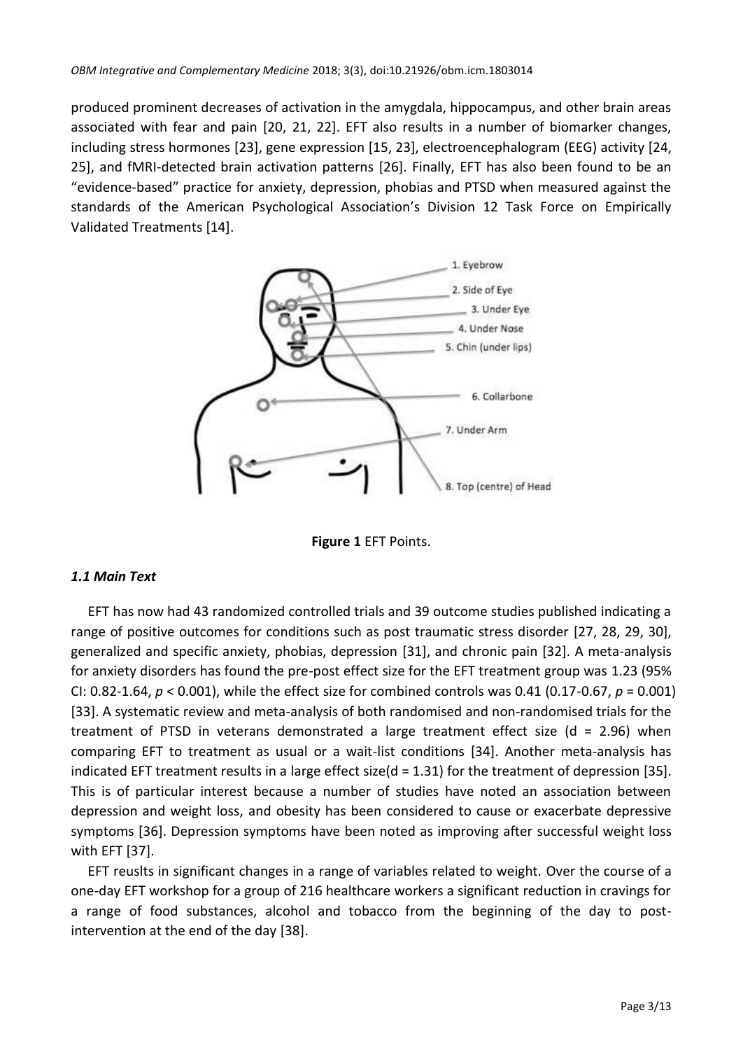produced prominent decreases of activation in the amygdala, hippocampus, and other brain areas associated with fear and pain [20, 21, 22]. EFT also results in a number of biomarker changes, including stress hormones [23], gene expression [15, 23], electroencephalogram (EEG) activity [24, 25], and fMRI-detected brain activation patterns [26]. Finally, EFT has also been found to be an "evidence-based" practice for anxiety, depression, phobias and PTSD when measured against the standards of the American Psychological Association's Division 12 Task Force on Empirically Validated Treatments [14].

**Figure 1** EFT Points.

### *1.1 Main Text*

EFT has now had 43 randomized controlled trials and 39 outcome studies published indicating a range of positive outcomes for conditions such as post traumatic stress disorder [27, 28, 29, 30], generalized and specific anxiety, phobias, depression [31], and chronic pain [32]. A meta-analysis for anxiety disorders has found the pre-post effect size for the EFT treatment group was 1.23 (95% CI: 0.82-1.64, $p < 0.001$), while the effect size for combined controls was 0.41 (0.17-0.67, $p = 0.001$) [33]. A systematic review and meta-analysis of both randomised and non-randomised trials for the treatment of PTSD in veterans demonstrated a large treatment effect size ($d = 2.96$) when comparing EFT to treatment as usual or a wait-list conditions [34]. Another meta-analysis has indicated EFT treatment results in a large effect size($d = 1.31$) for the treatment of depression [35]. This is of particular interest because a number of studies have noted an association between depression and weight loss, and obesity has been considered to cause or exacerbate depressive symptoms [36]. Depression symptoms have been noted as improving after successful weight loss with EFT [37].

EFT reuslts in significant changes in a range of variables related to weight. Over the course of a one-day EFT workshop for a group of 216 healthcare workers a significant reduction in cravings for a range of food substances, alcohol and tobacco from the beginning of the day to post-intervention at the end of the day [38].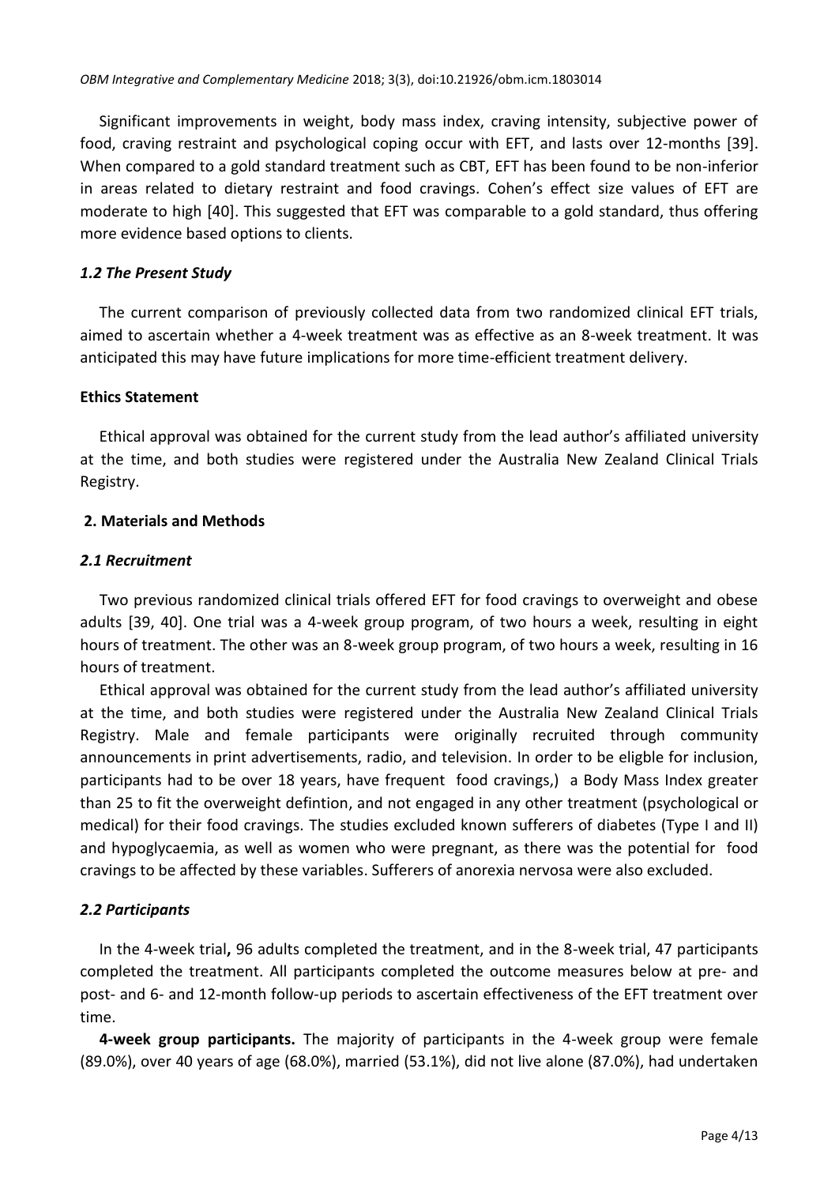Significant improvements in weight, body mass index, craving intensity, subjective power of food, craving restraint and psychological coping occur with EFT, and lasts over 12-months [39]. When compared to a gold standard treatment such as CBT, EFT has been found to be non-inferior in areas related to dietary restraint and food cravings. Cohen's effect size values of EFT are moderate to high [40]. This suggested that EFT was comparable to a gold standard, thus offering more evidence based options to clients.

### *1.2 The Present Study*

The current comparison of previously collected data from two randomized clinical EFT trials, aimed to ascertain whether a 4-week treatment was as effective as an 8-week treatment. It was anticipated this may have future implications for more time-efficient treatment delivery.

**Ethics Statement**

Ethical approval was obtained for the current study from the lead author's affiliated university at the time, and both studies were registered under the Australia New Zealand Clinical Trials Registry.

## 2. Materials and Methods

### *2.1 Recruitment*

Two previous randomized clinical trials offered EFT for food cravings to overweight and obese adults [39, 40]. One trial was a 4-week group program, of two hours a week, resulting in eight hours of treatment. The other was an 8-week group program, of two hours a week, resulting in 16 hours of treatment.

Ethical approval was obtained for the current study from the lead author's affiliated university at the time, and both studies were registered under the Australia New Zealand Clinical Trials Registry. Male and female participants were originally recruited through community announcements in print advertisements, radio, and television. In order to be eligble for inclusion, participants had to be over 18 years, have frequent food cravings,) a Body Mass Index greater than 25 to fit the overweight defintion, and not engaged in any other treatment (psychological or medical) for their food cravings. The studies excluded known sufferers of diabetes (Type I and II) and hypoglycaemia, as well as women who were pregnant, as there was the potential for food cravings to be affected by these variables. Sufferers of anorexia nervosa were also excluded.

### *2.2 Participants*

In the 4-week trial**,** 96 adults completed the treatment, and in the 8-week trial, 47 participants completed the treatment. All participants completed the outcome measures below at pre- and post- and 6- and 12-month follow-up periods to ascertain effectiveness of the EFT treatment over time.

**4-week group participants.** The majority of participants in the 4-week group were female (89.0%), over 40 years of age (68.0%), married (53.1%), did not live alone (87.0%), had undertaken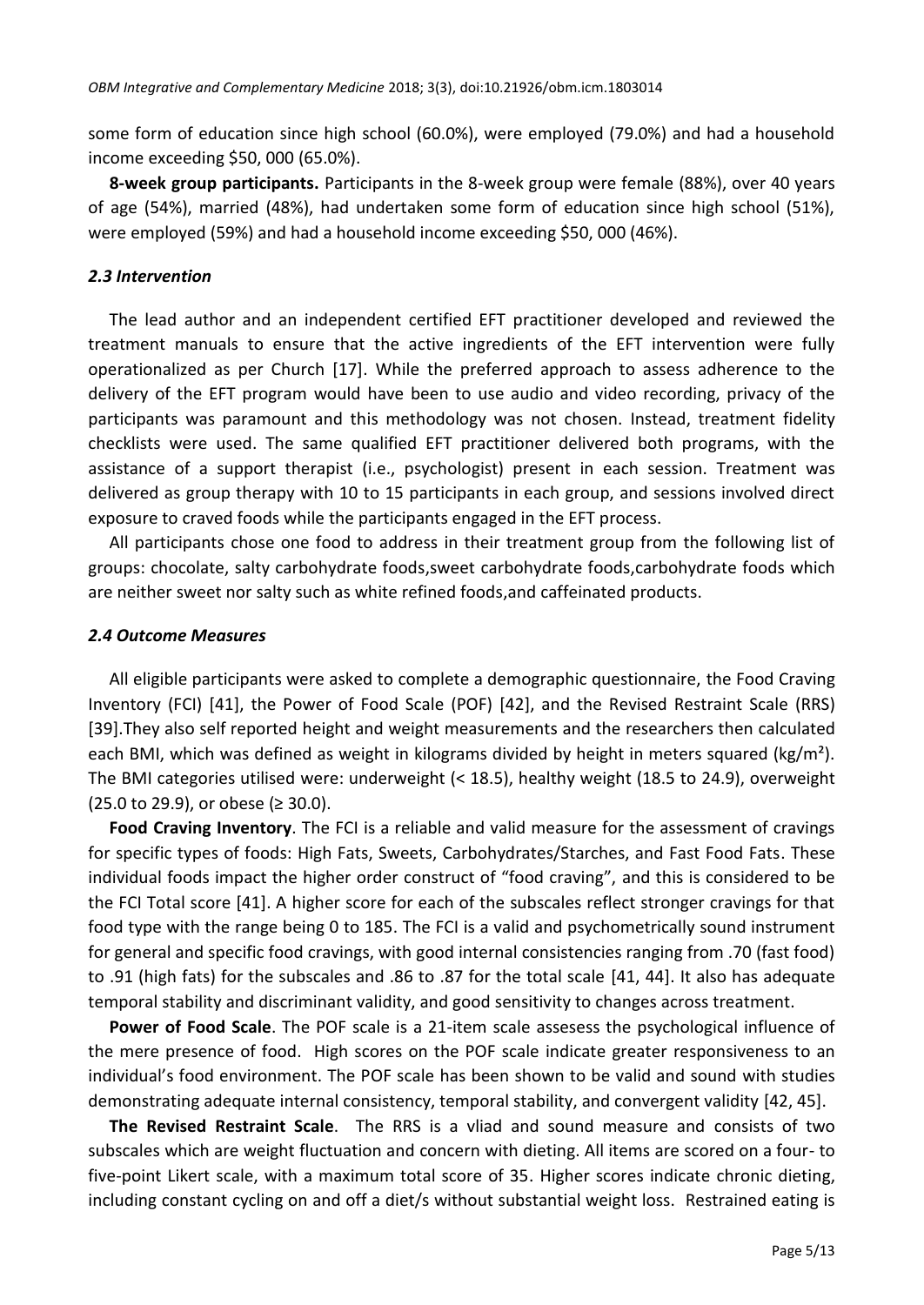some form of education since high school (60.0%), were employed (79.0%) and had a household income exceeding $50, 000 (65.0%).

**8-week group participants.** Participants in the 8-week group were female (88%), over 40 years of age (54%), married (48%), had undertaken some form of education since high school (51%), were employed (59%) and had a household income exceeding $50, 000 (46%).

### *2.3 Intervention*

The lead author and an independent certified EFT practitioner developed and reviewed the treatment manuals to ensure that the active ingredients of the EFT intervention were fully operationalized as per Church [17]. While the preferred approach to assess adherence to the delivery of the EFT program would have been to use audio and video recording, privacy of the participants was paramount and this methodology was not chosen. Instead, treatment fidelity checklists were used. The same qualified EFT practitioner delivered both programs, with the assistance of a support therapist (i.e., psychologist) present in each session. Treatment was delivered as group therapy with 10 to 15 participants in each group, and sessions involved direct exposure to craved foods while the participants engaged in the EFT process.

All participants chose one food to address in their treatment group from the following list of groups: chocolate, salty carbohydrate foods,sweet carbohydrate foods,carbohydrate foods which are neither sweet nor salty such as white refined foods,and caffeinated products.

### *2.4 Outcome Measures*

All eligible participants were asked to complete a demographic questionnaire, the Food Craving Inventory (FCI) [41], the Power of Food Scale (POF) [42], and the Revised Restraint Scale (RRS) [39].They also self reported height and weight measurements and the researchers then calculated each BMI, which was defined as weight in kilograms divided by height in meters squared (kg/m²). The BMI categories utilised were: underweight (< 18.5), healthy weight (18.5 to 24.9), overweight (25.0 to 29.9), or obese (≥ 30.0).

**Food Craving Inventory**. The FCI is a reliable and valid measure for the assessment of cravings for specific types of foods: High Fats, Sweets, Carbohydrates/Starches, and Fast Food Fats. These individual foods impact the higher order construct of "food craving", and this is considered to be the FCI Total score [41]. A higher score for each of the subscales reflect stronger cravings for that food type with the range being 0 to 185. The FCI is a valid and psychometrically sound instrument for general and specific food cravings, with good internal consistencies ranging from .70 (fast food) to .91 (high fats) for the subscales and .86 to .87 for the total scale [41, 44]. It also has adequate temporal stability and discriminant validity, and good sensitivity to changes across treatment.

**Power of Food Scale**. The POF scale is a 21-item scale assesess the psychological influence of the mere presence of food. High scores on the POF scale indicate greater responsiveness to an individual's food environment. The POF scale has been shown to be valid and sound with studies demonstrating adequate internal consistency, temporal stability, and convergent validity [42, 45].

**The Revised Restraint Scale**. The RRS is a vliad and sound measure and consists of two subscales which are weight fluctuation and concern with dieting. All items are scored on a four- to five-point Likert scale, with a maximum total score of 35. Higher scores indicate chronic dieting, including constant cycling on and off a diet/s without substantial weight loss. Restrained eating is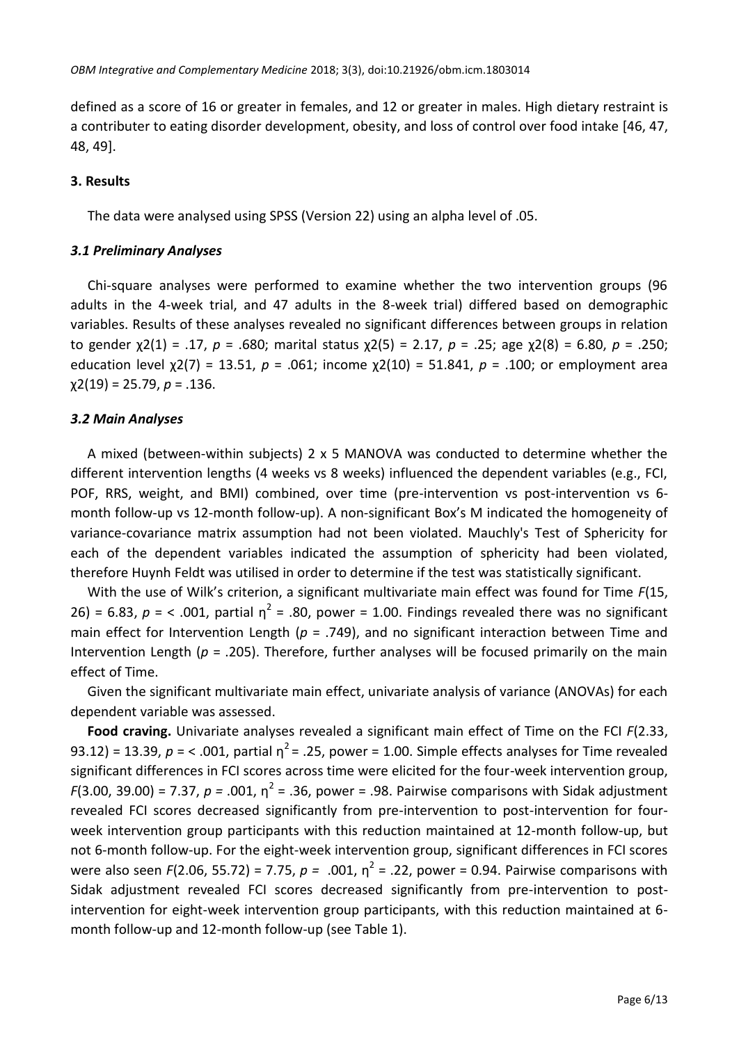defined as a score of 16 or greater in females, and 12 or greater in males. High dietary restraint is a contributer to eating disorder development, obesity, and loss of control over food intake [46, 47, 48, 49].

## 3. Results

The data were analysed using SPSS (Version 22) using an alpha level of .05.

### *3.1 Preliminary Analyses*

Chi-square analyses were performed to examine whether the two intervention groups (96 adults in the 4-week trial, and 47 adults in the 8-week trial) differed based on demographic variables. Results of these analyses revealed no significant differences between groups in relation to gender $\chi2(1) = .17$, $p = .680$; marital status $\chi2(5) = 2.17$, $p = .25$; age $\chi2(8) = 6.80$, $p = .250$; education level $\chi2(7) = 13.51$, $p = .061$; income $\chi2(10) = 51.841$, $p = .100$; or employment area $\chi2(19) = 25.79$, $p = .136$.

### *3.2 Main Analyses*

A mixed (between-within subjects) 2 x 5 MANOVA was conducted to determine whether the different intervention lengths (4 weeks vs 8 weeks) influenced the dependent variables (e.g., FCI, POF, RRS, weight, and BMI) combined, over time (pre-intervention vs post-intervention vs 6-month follow-up vs 12-month follow-up). A non-significant Box's M indicated the homogeneity of variance-covariance matrix assumption had not been violated. Mauchly's Test of Sphericity for each of the dependent variables indicated the assumption of sphericity had been violated, therefore Huynh Feldt was utilised in order to determine if the test was statistically significant.

With the use of Wilk's criterion, a significant multivariate main effect was found for Time $F(15, 26) = 6.83$, $p = < .001$, partial $\eta^2 = .80$, power = 1.00. Findings revealed there was no significant main effect for Intervention Length ($p = .749$), and no significant interaction between Time and Intervention Length ($p = .205$). Therefore, further analyses will be focused primarily on the main effect of Time.

Given the significant multivariate main effect, univariate analysis of variance (ANOVAs) for each dependent variable was assessed.

**Food craving.** Univariate analyses revealed a significant main effect of Time on the FCI $F(2.33, 93.12) = 13.39$, $p = < .001$, partial $\eta^2 = .25$, power = 1.00. Simple effects analyses for Time revealed significant differences in FCI scores across time were elicited for the four-week intervention group, $F(3.00, 39.00) = 7.37$, $p = .001$, $\eta^2 = .36$, power = .98. Pairwise comparisons with Sidak adjustment revealed FCI scores decreased significantly from pre-intervention to post-intervention for four-week intervention group participants with this reduction maintained at 12-month follow-up, but not 6-month follow-up. For the eight-week intervention group, significant differences in FCI scores were also seen $F(2.06, 55.72) = 7.75$, $p = .001$, $\eta^2 = .22$, power = 0.94. Pairwise comparisons with Sidak adjustment revealed FCI scores decreased significantly from pre-intervention to post-intervention for eight-week intervention group participants, with this reduction maintained at 6-month follow-up and 12-month follow-up (see Table 1).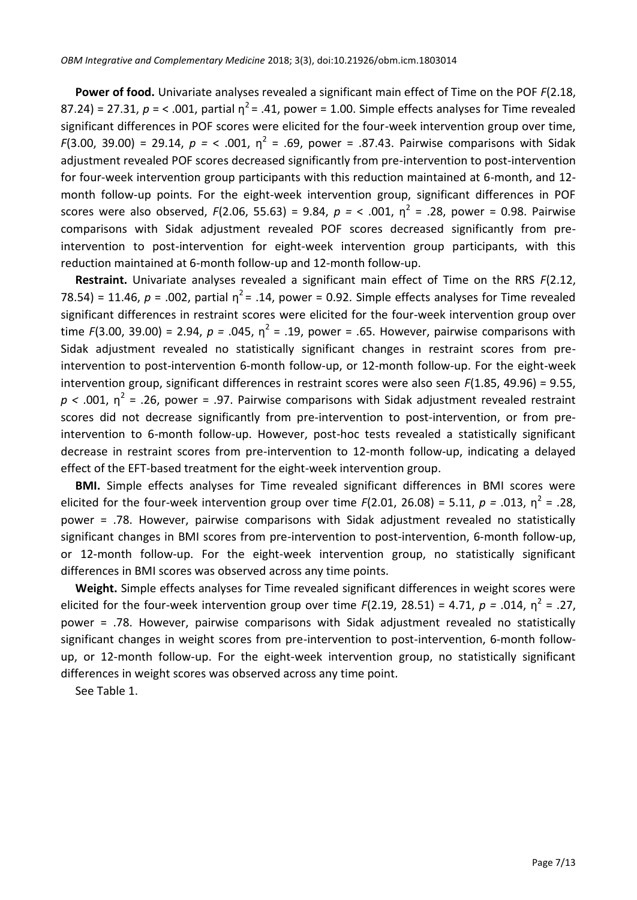**Power of food.** Univariate analyses revealed a significant main effect of Time on the POF $F(2.18, 87.24) = 27.31$, $p = < .001$, partial $\eta^2 = .41$, power = 1.00. Simple effects analyses for Time revealed significant differences in POF scores were elicited for the four-week intervention group over time, $F(3.00, 39.00) = 29.14$, $p = < .001$, $\eta^2 = .69$, power = .87.43. Pairwise comparisons with Sidak adjustment revealed POF scores decreased significantly from pre-intervention to post-intervention for four-week intervention group participants with this reduction maintained at 6-month, and 12-month follow-up points. For the eight-week intervention group, significant differences in POF scores were also observed, $F(2.06, 55.63) = 9.84$, $p = < .001$, $\eta^2 = .28$, power = 0.98. Pairwise comparisons with Sidak adjustment revealed POF scores decreased significantly from pre-intervention to post-intervention for eight-week intervention group participants, with this reduction maintained at 6-month follow-up and 12-month follow-up.

**Restraint.** Univariate analyses revealed a significant main effect of Time on the RRS $F(2.12, 78.54) = 11.46$, $p = .002$, partial $\eta^2 = .14$, power = 0.92. Simple effects analyses for Time revealed significant differences in restraint scores were elicited for the four-week intervention group over time $F(3.00, 39.00) = 2.94$, $p = .045$, $\eta^2 = .19$, power = .65. However, pairwise comparisons with Sidak adjustment revealed no statistically significant changes in restraint scores from pre-intervention to post-intervention 6-month follow-up, or 12-month follow-up. For the eight-week intervention group, significant differences in restraint scores were also seen $F(1.85, 49.96) = 9.55$, $p < .001$, $\eta^2 = .26$, power = .97. Pairwise comparisons with Sidak adjustment revealed restraint scores did not decrease significantly from pre-intervention to post-intervention, or from pre-intervention to 6-month follow-up. However, post-hoc tests revealed a statistically significant decrease in restraint scores from pre-intervention to 12-month follow-up, indicating a delayed effect of the EFT-based treatment for the eight-week intervention group.

**BMI.** Simple effects analyses for Time revealed significant differences in BMI scores were elicited for the four-week intervention group over time $F(2.01, 26.08) = 5.11$, $p = .013$, $\eta^2 = .28$, power = .78. However, pairwise comparisons with Sidak adjustment revealed no statistically significant changes in BMI scores from pre-intervention to post-intervention, 6-month follow-up, or 12-month follow-up. For the eight-week intervention group, no statistically significant differences in BMI scores was observed across any time points.

**Weight.** Simple effects analyses for Time revealed significant differences in weight scores were elicited for the four-week intervention group over time $F(2.19, 28.51) = 4.71$, $p = .014$, $\eta^2 = .27$, power = .78. However, pairwise comparisons with Sidak adjustment revealed no statistically significant changes in weight scores from pre-intervention to post-intervention, 6-month follow-up, or 12-month follow-up. For the eight-week intervention group, no statistically significant differences in weight scores was observed across any time point.

See Table 1.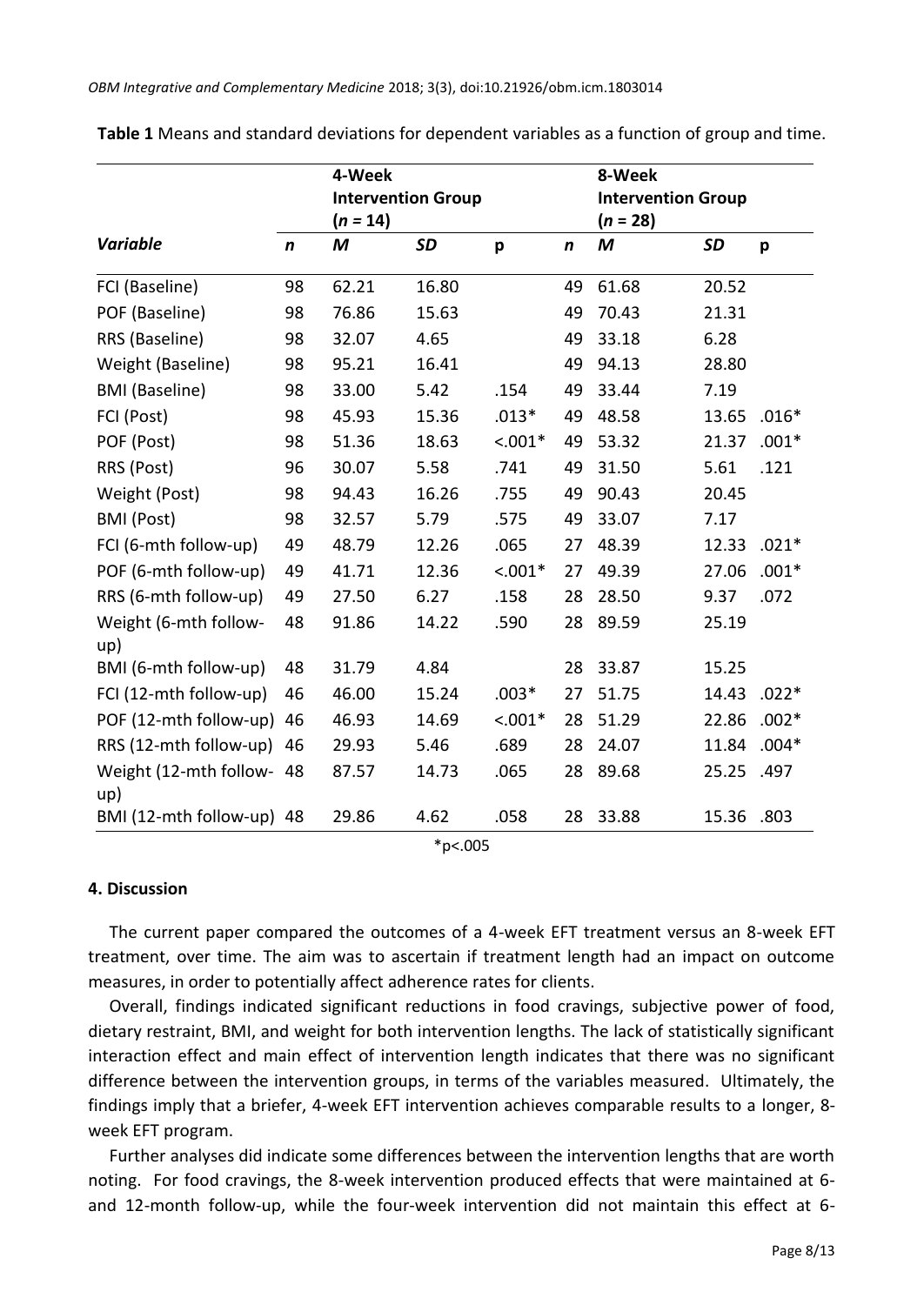**Table 1** Means and standard deviations for dependent variables as a function of group and time.

| | 4-Week Intervention Group (*n* = 14) | | | | 8-Week Intervention Group (*n* = 28) | | | |
|---|---|---|---|---|---|---|---|---|
| ***Variable*** | ***n*** | ***M*** | ***SD*** | **p** | ***n*** | ***M*** | ***SD*** | **p** |
| FCI (Baseline) | 98 | 62.21 | 16.80 | | 49 | 61.68 | 20.52 | |
| POF (Baseline) | 98 | 76.86 | 15.63 | | 49 | 70.43 | 21.31 | |
| RRS (Baseline) | 98 | 32.07 | 4.65 | | 49 | 33.18 | 6.28 | |
| Weight (Baseline) | 98 | 95.21 | 16.41 | | 49 | 94.13 | 28.80 | |
| BMI (Baseline) | 98 | 33.00 | 5.42 | .154 | 49 | 33.44 | 7.19 | |
| FCI (Post) | 98 | 45.93 | 15.36 | .013* | 49 | 48.58 | 13.65 | .016* |
| POF (Post) | 98 | 51.36 | 18.63 | <.001* | 49 | 53.32 | 21.37 | .001* |
| RRS (Post) | 96 | 30.07 | 5.58 | .741 | 49 | 31.50 | 5.61 | .121 |
| Weight (Post) | 98 | 94.43 | 16.26 | .755 | 49 | 90.43 | 20.45 | |
| BMI (Post) | 98 | 32.57 | 5.79 | .575 | 49 | 33.07 | 7.17 | |
| FCI (6-mth follow-up) | 49 | 48.79 | 12.26 | .065 | 27 | 48.39 | 12.33 | .021* |
| POF (6-mth follow-up) | 49 | 41.71 | 12.36 | <.001* | 27 | 49.39 | 27.06 | .001* |
| RRS (6-mth follow-up) | 49 | 27.50 | 6.27 | .158 | 28 | 28.50 | 9.37 | .072 |
| Weight (6-mth follow-up) | 48 | 91.86 | 14.22 | .590 | 28 | 89.59 | 25.19 | |
| BMI (6-mth follow-up) | 48 | 31.79 | 4.84 | | 28 | 33.87 | 15.25 | |
| FCI (12-mth follow-up) | 46 | 46.00 | 15.24 | .003* | 27 | 51.75 | 14.43 | .022* |
| POF (12-mth follow-up) | 46 | 46.93 | 14.69 | <.001* | 28 | 51.29 | 22.86 | .002* |
| RRS (12-mth follow-up) | 46 | 29.93 | 5.46 | .689 | 28 | 24.07 | 11.84 | .004* |
| Weight (12-mth follow-up) | 48 | 87.57 | 14.73 | .065 | 28 | 89.68 | 25.25 | .497 |
| BMI (12-mth follow-up) | 48 | 29.86 | 4.62 | .058 | 28 | 33.88 | 15.36 | .803 |

*p<.005

## 4. Discussion

The current paper compared the outcomes of a 4-week EFT treatment versus an 8-week EFT treatment, over time. The aim was to ascertain if treatment length had an impact on outcome measures, in order to potentially affect adherence rates for clients.

Overall, findings indicated significant reductions in food cravings, subjective power of food, dietary restraint, BMI, and weight for both intervention lengths. The lack of statistically significant interaction effect and main effect of intervention length indicates that there was no significant difference between the intervention groups, in terms of the variables measured. Ultimately, the findings imply that a briefer, 4-week EFT intervention achieves comparable results to a longer, 8-week EFT program.

Further analyses did indicate some differences between the intervention lengths that are worth noting. For food cravings, the 8-week intervention produced effects that were maintained at 6- and 12-month follow-up, while the four-week intervention did not maintain this effect at 6-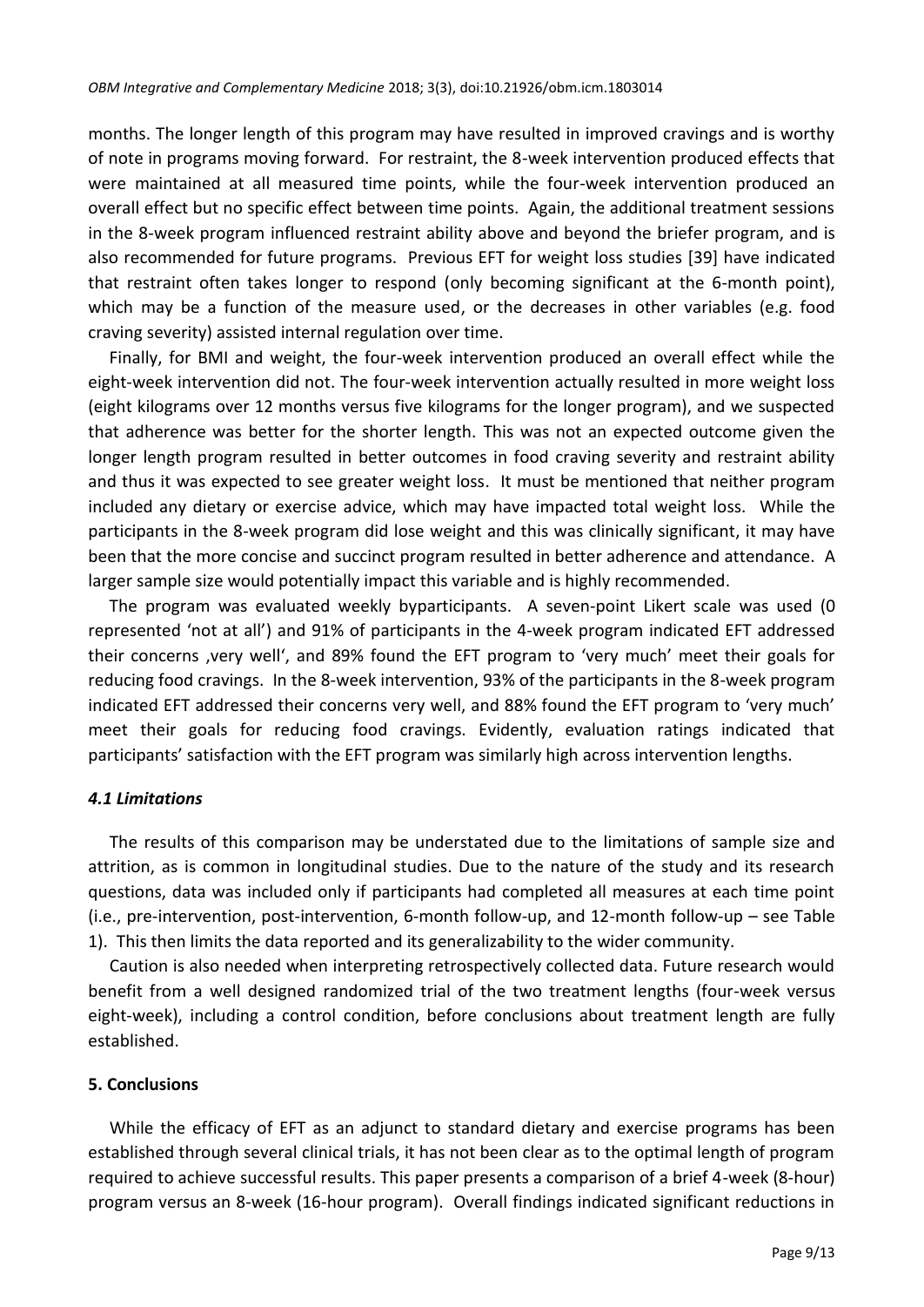months. The longer length of this program may have resulted in improved cravings and is worthy of note in programs moving forward. For restraint, the 8-week intervention produced effects that were maintained at all measured time points, while the four-week intervention produced an overall effect but no specific effect between time points. Again, the additional treatment sessions in the 8-week program influenced restraint ability above and beyond the briefer program, and is also recommended for future programs. Previous EFT for weight loss studies [39] have indicated that restraint often takes longer to respond (only becoming significant at the 6-month point), which may be a function of the measure used, or the decreases in other variables (e.g. food craving severity) assisted internal regulation over time.

Finally, for BMI and weight, the four-week intervention produced an overall effect while the eight-week intervention did not. The four-week intervention actually resulted in more weight loss (eight kilograms over 12 months versus five kilograms for the longer program), and we suspected that adherence was better for the shorter length. This was not an expected outcome given the longer length program resulted in better outcomes in food craving severity and restraint ability and thus it was expected to see greater weight loss. It must be mentioned that neither program included any dietary or exercise advice, which may have impacted total weight loss. While the participants in the 8-week program did lose weight and this was clinically significant, it may have been that the more concise and succinct program resulted in better adherence and attendance. A larger sample size would potentially impact this variable and is highly recommended.

The program was evaluated weekly byparticipants. A seven-point Likert scale was used (0 represented 'not at all') and 91% of participants in the 4-week program indicated EFT addressed their concerns ,very well', and 89% found the EFT program to 'very much' meet their goals for reducing food cravings. In the 8-week intervention, 93% of the participants in the 8-week program indicated EFT addressed their concerns very well, and 88% found the EFT program to 'very much' meet their goals for reducing food cravings. Evidently, evaluation ratings indicated that participants' satisfaction with the EFT program was similarly high across intervention lengths.

### *4.1 Limitations*

The results of this comparison may be understated due to the limitations of sample size and attrition, as is common in longitudinal studies. Due to the nature of the study and its research questions, data was included only if participants had completed all measures at each time point (i.e., pre-intervention, post-intervention, 6-month follow-up, and 12-month follow-up – see Table 1). This then limits the data reported and its generalizability to the wider community.

Caution is also needed when interpreting retrospectively collected data. Future research would benefit from a well designed randomized trial of the two treatment lengths (four-week versus eight-week), including a control condition, before conclusions about treatment length are fully established.

## **5. Conclusions**

While the efficacy of EFT as an adjunct to standard dietary and exercise programs has been established through several clinical trials, it has not been clear as to the optimal length of program required to achieve successful results. This paper presents a comparison of a brief 4-week (8-hour) program versus an 8-week (16-hour program). Overall findings indicated significant reductions in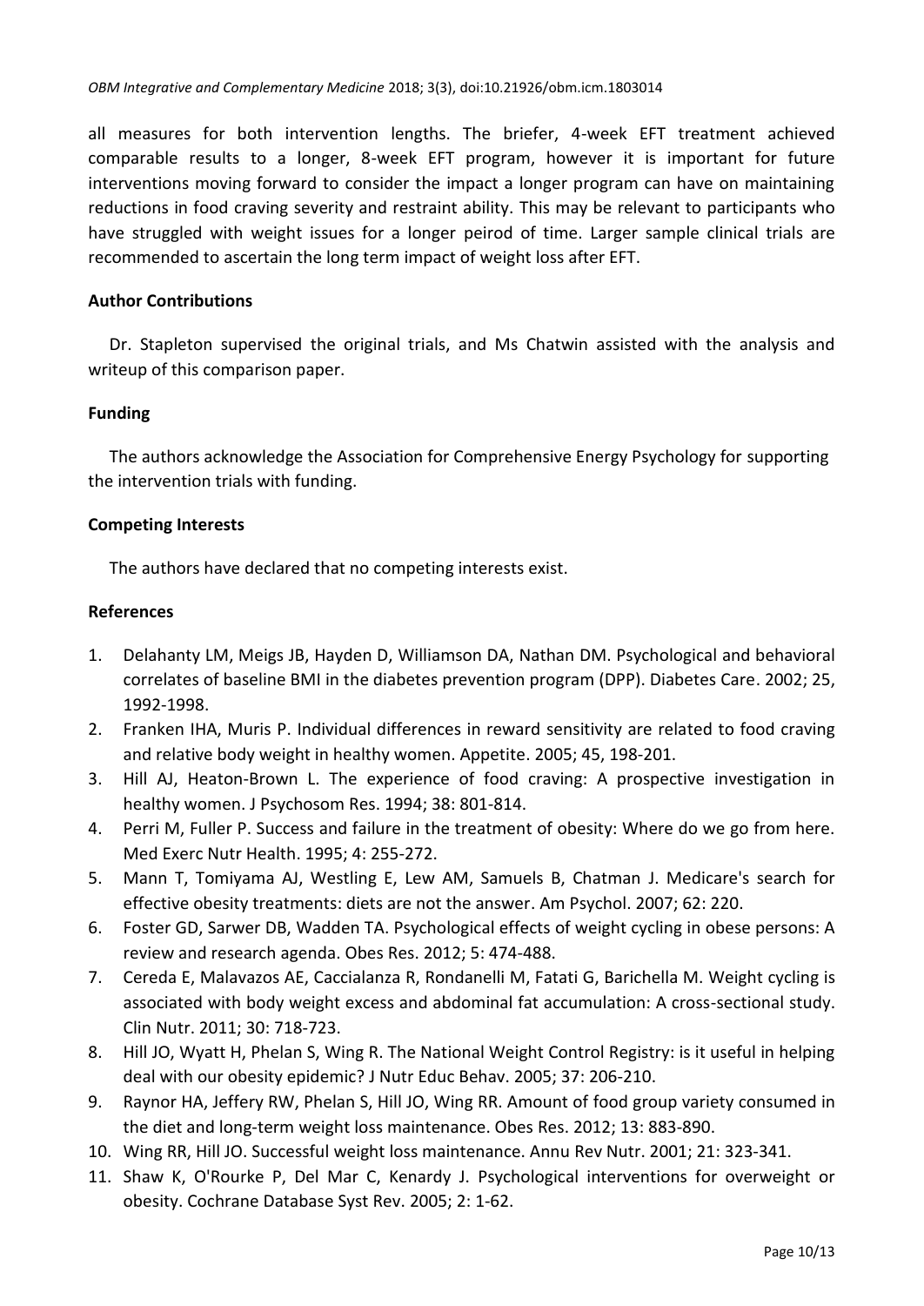all measures for both intervention lengths. The briefer, 4-week EFT treatment achieved comparable results to a longer, 8-week EFT program, however it is important for future interventions moving forward to consider the impact a longer program can have on maintaining reductions in food craving severity and restraint ability. This may be relevant to participants who have struggled with weight issues for a longer peirod of time. Larger sample clinical trials are recommended to ascertain the long term impact of weight loss after EFT.

**Author Contributions**

Dr. Stapleton supervised the original trials, and Ms Chatwin assisted with the analysis and writeup of this comparison paper.

**Funding**

The authors acknowledge the Association for Comprehensive Energy Psychology for supporting the intervention trials with funding.

**Competing Interests**

The authors have declared that no competing interests exist.

**References**

1. Delahanty LM, Meigs JB, Hayden D, Williamson DA, Nathan DM. Psychological and behavioral correlates of baseline BMI in the diabetes prevention program (DPP). Diabetes Care. 2002; 25, 1992-1998.
2. Franken IHA, Muris P. Individual differences in reward sensitivity are related to food craving and relative body weight in healthy women. Appetite. 2005; 45, 198-201.
3. Hill AJ, Heaton-Brown L. The experience of food craving: A prospective investigation in healthy women. J Psychosom Res. 1994; 38: 801-814.
4. Perri M, Fuller P. Success and failure in the treatment of obesity: Where do we go from here. Med Exerc Nutr Health. 1995; 4: 255-272.
5. Mann T, Tomiyama AJ, Westling E, Lew AM, Samuels B, Chatman J. Medicare's search for effective obesity treatments: diets are not the answer. Am Psychol. 2007; 62: 220.
6. Foster GD, Sarwer DB, Wadden TA. Psychological effects of weight cycling in obese persons: A review and research agenda. Obes Res. 2012; 5: 474-488.
7. Cereda E, Malavazos AE, Caccialanza R, Rondanelli M, Fatati G, Barichella M. Weight cycling is associated with body weight excess and abdominal fat accumulation: A cross-sectional study. Clin Nutr. 2011; 30: 718-723.
8. Hill JO, Wyatt H, Phelan S, Wing R. The National Weight Control Registry: is it useful in helping deal with our obesity epidemic? J Nutr Educ Behav. 2005; 37: 206-210.
9. Raynor HA, Jeffery RW, Phelan S, Hill JO, Wing RR. Amount of food group variety consumed in the diet and long-term weight loss maintenance. Obes Res. 2012; 13: 883-890.
10. Wing RR, Hill JO. Successful weight loss maintenance. Annu Rev Nutr. 2001; 21: 323-341.
11. Shaw K, O'Rourke P, Del Mar C, Kenardy J. Psychological interventions for overweight or obesity. Cochrane Database Syst Rev. 2005; 2: 1-62.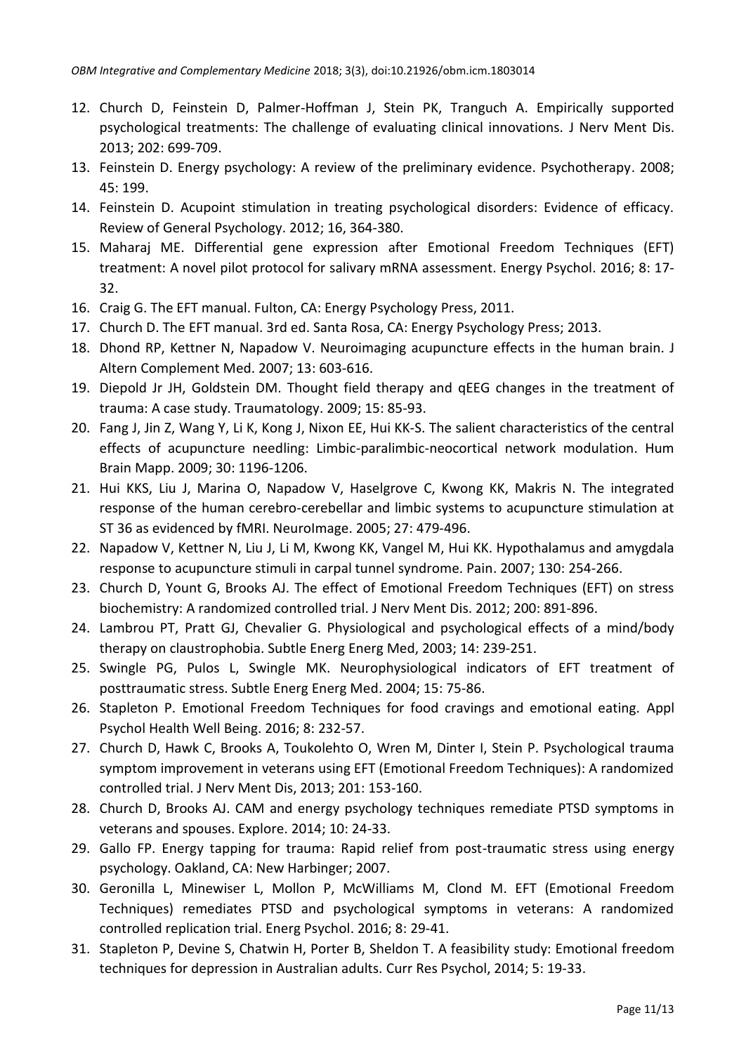12. Church D, Feinstein D, Palmer-Hoffman J, Stein PK, Tranguch A. Empirically supported psychological treatments: The challenge of evaluating clinical innovations. J Nerv Ment Dis. 2013; 202: 699-709.
13. Feinstein D. Energy psychology: A review of the preliminary evidence. Psychotherapy. 2008; 45: 199.
14. Feinstein D. Acupoint stimulation in treating psychological disorders: Evidence of efficacy. Review of General Psychology. 2012; 16, 364-380.
15. Maharaj ME. Differential gene expression after Emotional Freedom Techniques (EFT) treatment: A novel pilot protocol for salivary mRNA assessment. Energy Psychol. 2016; 8: 17-32.
16. Craig G. The EFT manual. Fulton, CA: Energy Psychology Press, 2011.
17. Church D. The EFT manual. 3rd ed. Santa Rosa, CA: Energy Psychology Press; 2013.
18. Dhond RP, Kettner N, Napadow V. Neuroimaging acupuncture effects in the human brain. J Altern Complement Med. 2007; 13: 603-616.
19. Diepold Jr JH, Goldstein DM. Thought field therapy and qEEG changes in the treatment of trauma: A case study. Traumatology. 2009; 15: 85-93.
20. Fang J, Jin Z, Wang Y, Li K, Kong J, Nixon EE, Hui KK-S. The salient characteristics of the central effects of acupuncture needling: Limbic-paralimbic-neocortical network modulation. Hum Brain Mapp. 2009; 30: 1196-1206.
21. Hui KKS, Liu J, Marina O, Napadow V, Haselgrove C, Kwong KK, Makris N. The integrated response of the human cerebro-cerebellar and limbic systems to acupuncture stimulation at ST 36 as evidenced by fMRI. NeuroImage. 2005; 27: 479-496.
22. Napadow V, Kettner N, Liu J, Li M, Kwong KK, Vangel M, Hui KK. Hypothalamus and amygdala response to acupuncture stimuli in carpal tunnel syndrome. Pain. 2007; 130: 254-266.
23. Church D, Yount G, Brooks AJ. The effect of Emotional Freedom Techniques (EFT) on stress biochemistry: A randomized controlled trial. J Nerv Ment Dis. 2012; 200: 891-896.
24. Lambrou PT, Pratt GJ, Chevalier G. Physiological and psychological effects of a mind/body therapy on claustrophobia. Subtle Energ Energ Med, 2003; 14: 239-251.
25. Swingle PG, Pulos L, Swingle MK. Neurophysiological indicators of EFT treatment of posttraumatic stress. Subtle Energ Energ Med. 2004; 15: 75-86.
26. Stapleton P. Emotional Freedom Techniques for food cravings and emotional eating. Appl Psychol Health Well Being. 2016; 8: 232-57.
27. Church D, Hawk C, Brooks A, Toukolehto O, Wren M, Dinter I, Stein P. Psychological trauma symptom improvement in veterans using EFT (Emotional Freedom Techniques): A randomized controlled trial. J Nerv Ment Dis, 2013; 201: 153-160.
28. Church D, Brooks AJ. CAM and energy psychology techniques remediate PTSD symptoms in veterans and spouses. Explore. 2014; 10: 24-33.
29. Gallo FP. Energy tapping for trauma: Rapid relief from post-traumatic stress using energy psychology. Oakland, CA: New Harbinger; 2007.
30. Geronilla L, Minewiser L, Mollon P, McWilliams M, Clond M. EFT (Emotional Freedom Techniques) remediates PTSD and psychological symptoms in veterans: A randomized controlled replication trial. Energ Psychol. 2016; 8: 29-41.
31. Stapleton P, Devine S, Chatwin H, Porter B, Sheldon T. A feasibility study: Emotional freedom techniques for depression in Australian adults. Curr Res Psychol, 2014; 5: 19-33.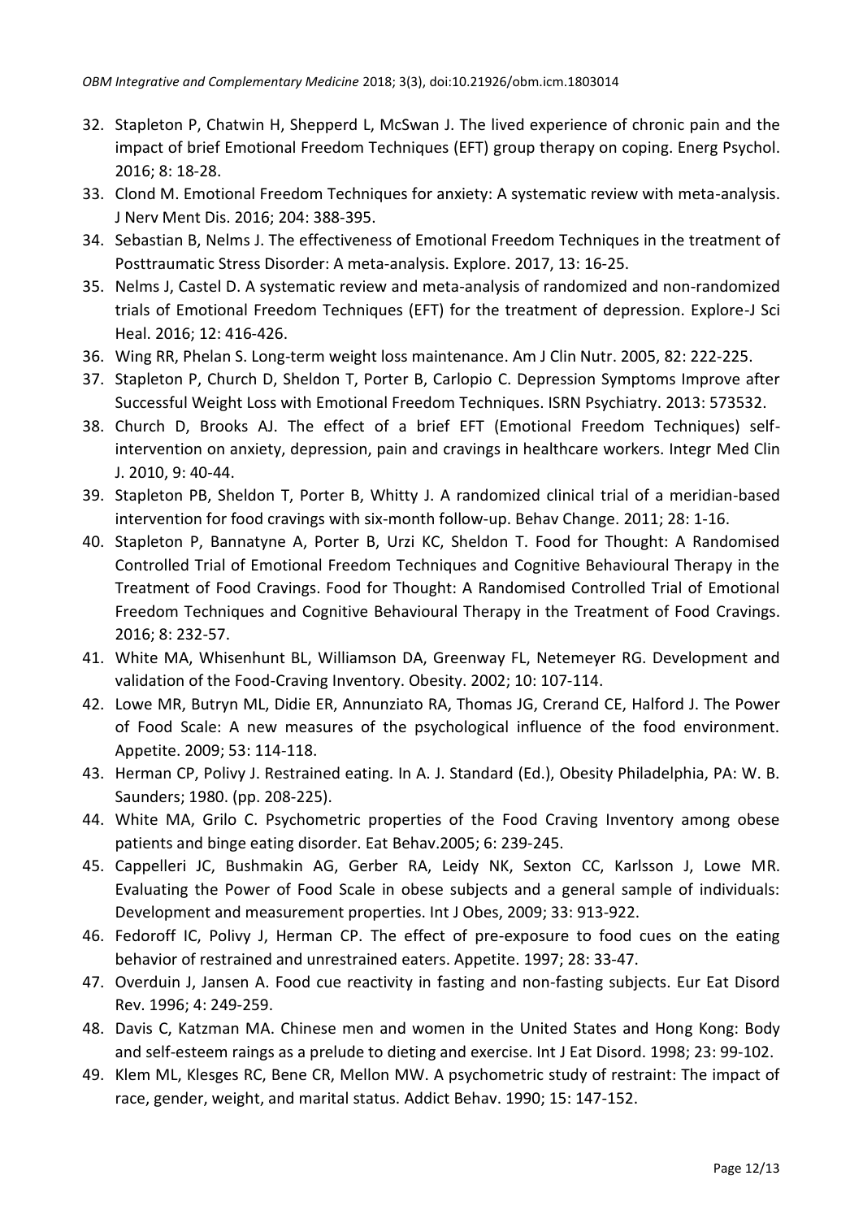32. Stapleton P, Chatwin H, Shepperd L, McSwan J. The lived experience of chronic pain and the impact of brief Emotional Freedom Techniques (EFT) group therapy on coping. Energ Psychol. 2016; 8: 18-28.
33. Clond M. Emotional Freedom Techniques for anxiety: A systematic review with meta-analysis. J Nerv Ment Dis. 2016; 204: 388-395.
34. Sebastian B, Nelms J. The effectiveness of Emotional Freedom Techniques in the treatment of Posttraumatic Stress Disorder: A meta-analysis. Explore. 2017, 13: 16-25.
35. Nelms J, Castel D. A systematic review and meta-analysis of randomized and non-randomized trials of Emotional Freedom Techniques (EFT) for the treatment of depression. Explore-J Sci Heal. 2016; 12: 416-426.
36. Wing RR, Phelan S. Long-term weight loss maintenance. Am J Clin Nutr. 2005, 82: 222-225.
37. Stapleton P, Church D, Sheldon T, Porter B, Carlopio C. Depression Symptoms Improve after Successful Weight Loss with Emotional Freedom Techniques. ISRN Psychiatry. 2013: 573532.
38. Church D, Brooks AJ. The effect of a brief EFT (Emotional Freedom Techniques) self-intervention on anxiety, depression, pain and cravings in healthcare workers. Integr Med Clin J. 2010, 9: 40-44.
39. Stapleton PB, Sheldon T, Porter B, Whitty J. A randomized clinical trial of a meridian-based intervention for food cravings with six-month follow-up. Behav Change. 2011; 28: 1-16.
40. Stapleton P, Bannatyne A, Porter B, Urzi KC, Sheldon T. Food for Thought: A Randomised Controlled Trial of Emotional Freedom Techniques and Cognitive Behavioural Therapy in the Treatment of Food Cravings. Food for Thought: A Randomised Controlled Trial of Emotional Freedom Techniques and Cognitive Behavioural Therapy in the Treatment of Food Cravings. 2016; 8: 232-57.
41. White MA, Whisenhunt BL, Williamson DA, Greenway FL, Netemeyer RG. Development and validation of the Food-Craving Inventory. Obesity. 2002; 10: 107-114.
42. Lowe MR, Butryn ML, Didie ER, Annunziato RA, Thomas JG, Crerand CE, Halford J. The Power of Food Scale: A new measures of the psychological influence of the food environment. Appetite. 2009; 53: 114-118.
43. Herman CP, Polivy J. Restrained eating. In A. J. Standard (Ed.), Obesity Philadelphia, PA: W. B. Saunders; 1980. (pp. 208-225).
44. White MA, Grilo C. Psychometric properties of the Food Craving Inventory among obese patients and binge eating disorder. Eat Behav.2005; 6: 239-245.
45. Cappelleri JC, Bushmakin AG, Gerber RA, Leidy NK, Sexton CC, Karlsson J, Lowe MR. Evaluating the Power of Food Scale in obese subjects and a general sample of individuals: Development and measurement properties. Int J Obes, 2009; 33: 913-922.
46. Fedoroff IC, Polivy J, Herman CP. The effect of pre-exposure to food cues on the eating behavior of restrained and unrestrained eaters. Appetite. 1997; 28: 33-47.
47. Overduin J, Jansen A. Food cue reactivity in fasting and non-fasting subjects. Eur Eat Disord Rev. 1996; 4: 249-259.
48. Davis C, Katzman MA. Chinese men and women in the United States and Hong Kong: Body and self-esteem raings as a prelude to dieting and exercise. Int J Eat Disord. 1998; 23: 99-102.
49. Klem ML, Klesges RC, Bene CR, Mellon MW. A psychometric study of restraint: The impact of race, gender, weight, and marital status. Addict Behav. 1990; 15: 147-152.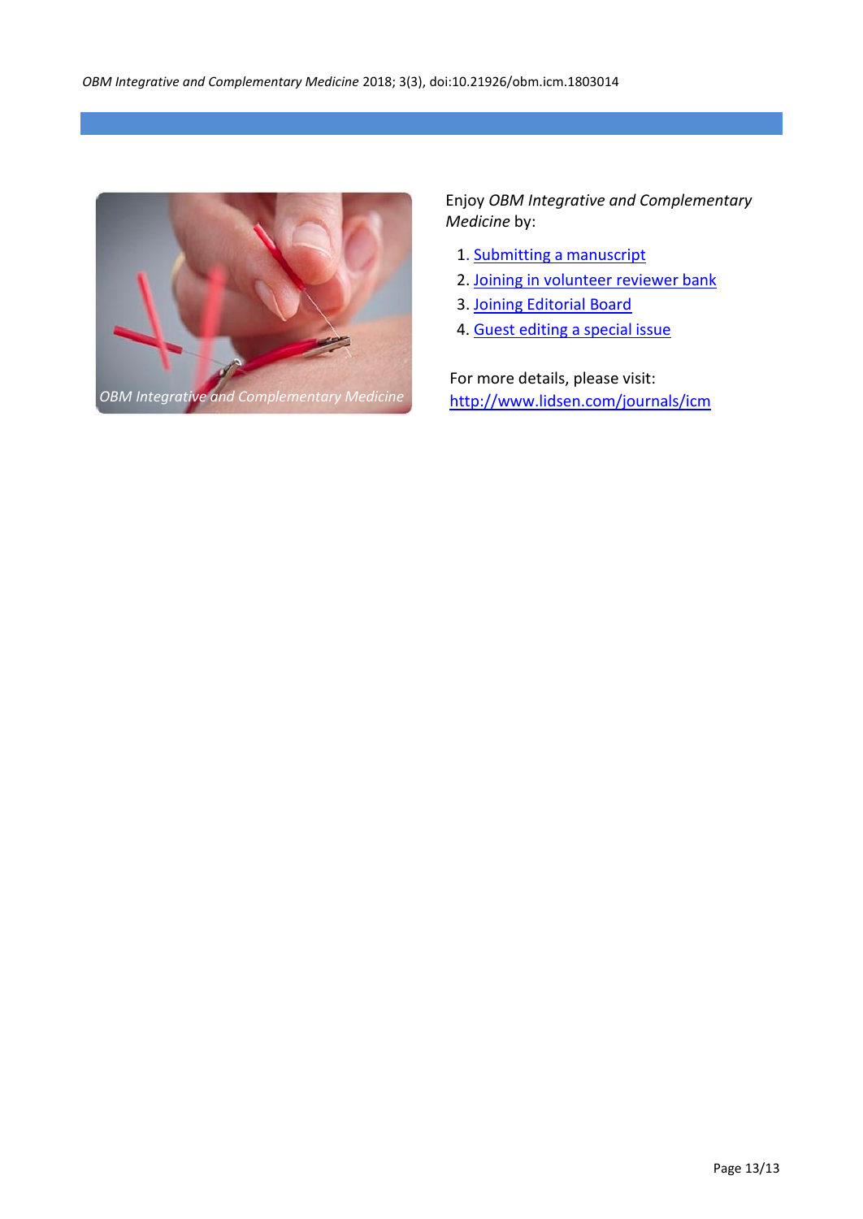Enjoy *OBM Integrative and Complementary Medicine* by:

1. Submitting a manuscript
2. Joining in volunteer reviewer bank
3. Joining Editorial Board
4. Guest editing a special issue

For more details, please visit:
http://www.lidsen.com/journals/icm